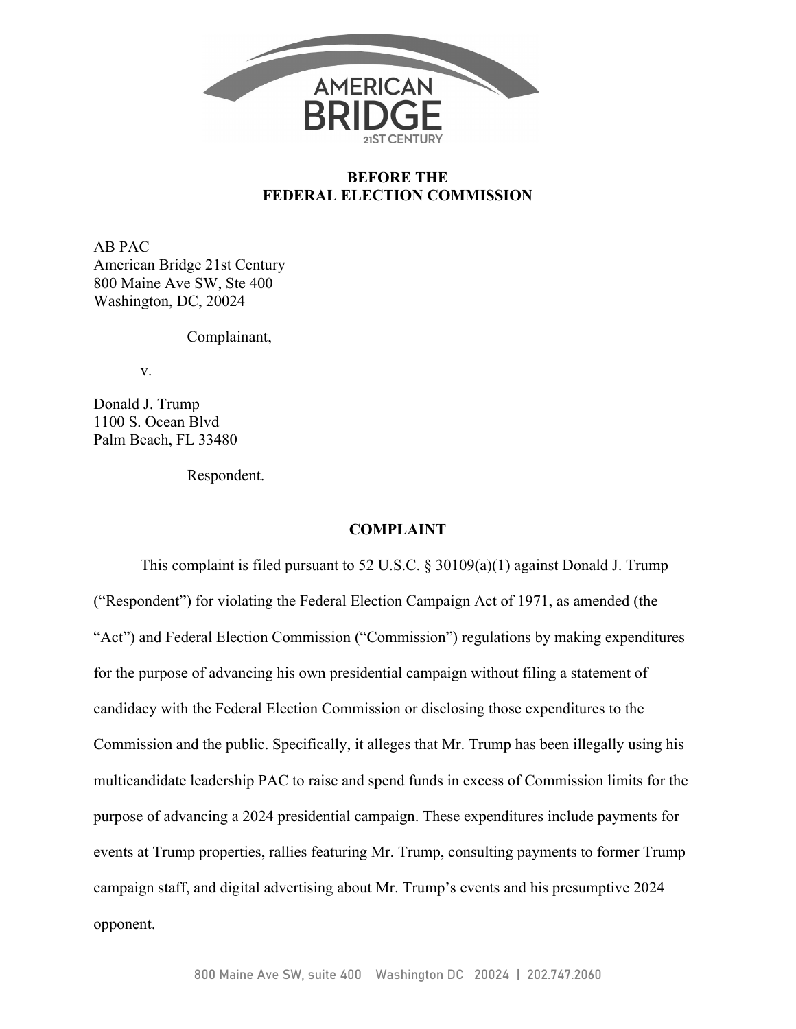**BEFORE THE**
**FEDERAL ELECTION COMMISSION**

AB PAC
American Bridge 21st Century
800 Maine Ave SW, Ste 400
Washington, DC, 20024

Complainant,

v.

Donald J. Trump
1100 S. Ocean Blvd
Palm Beach, FL 33480

Respondent.

**COMPLAINT**

This complaint is filed pursuant to 52 U.S.C. § 30109(a)(1) against Donald J. Trump ("Respondent") for violating the Federal Election Campaign Act of 1971, as amended (the "Act") and Federal Election Commission ("Commission") regulations by making expenditures for the purpose of advancing his own presidential campaign without filing a statement of candidacy with the Federal Election Commission or disclosing those expenditures to the Commission and the public. Specifically, it alleges that Mr. Trump has been illegally using his multicandidate leadership PAC to raise and spend funds in excess of Commission limits for the purpose of advancing a 2024 presidential campaign. These expenditures include payments for events at Trump properties, rallies featuring Mr. Trump, consulting payments to former Trump campaign staff, and digital advertising about Mr. Trump's events and his presumptive 2024 opponent.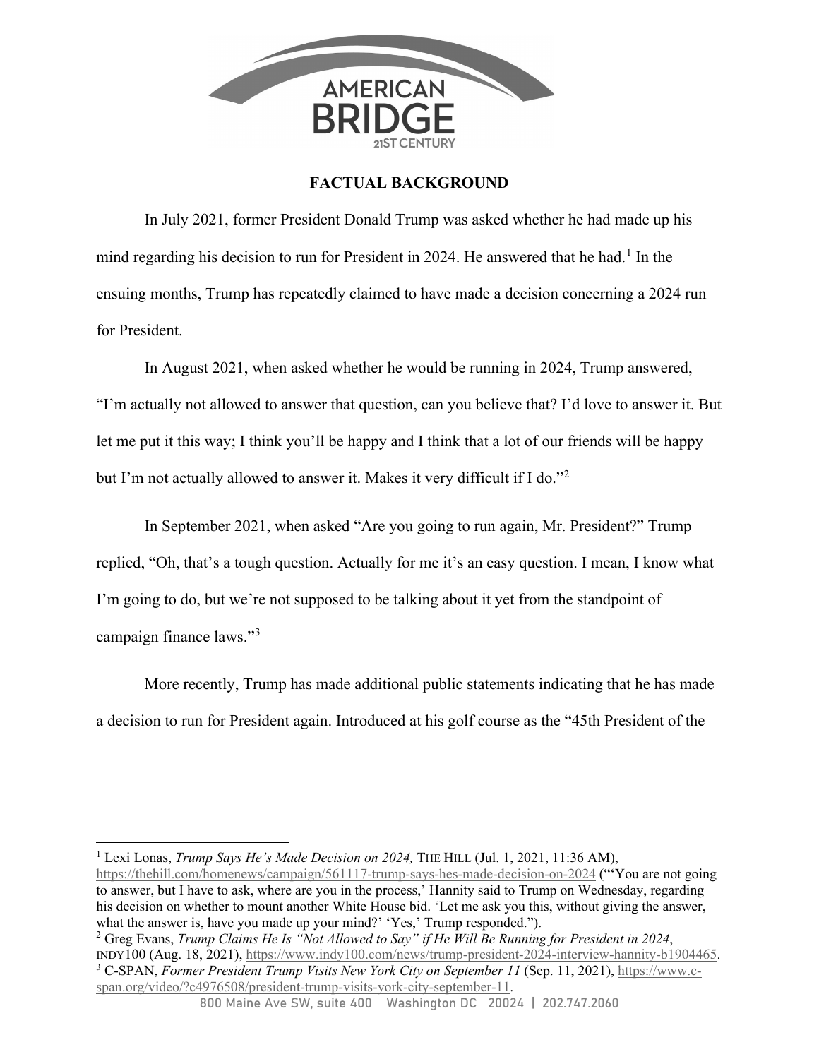## FACTUAL BACKGROUND

In July 2021, former President Donald Trump was asked whether he had made up his mind regarding his decision to run for President in 2024. He answered that he had.[1] In the ensuing months, Trump has repeatedly claimed to have made a decision concerning a 2024 run for President.

In August 2021, when asked whether he would be running in 2024, Trump answered, "I'm actually not allowed to answer that question, can you believe that? I'd love to answer it. But let me put it this way; I think you'll be happy and I think that a lot of our friends will be happy but I'm not actually allowed to answer it. Makes it very difficult if I do."[2]

In September 2021, when asked "Are you going to run again, Mr. President?" Trump replied, "Oh, that's a tough question. Actually for me it's an easy question. I mean, I know what I'm going to do, but we're not supposed to be talking about it yet from the standpoint of campaign finance laws."[3]

More recently, Trump has made additional public statements indicating that he has made a decision to run for President again. Introduced at his golf course as the "45th President of the

---

[1] Lexi Lonas, *Trump Says He's Made Decision on 2024,* THE HILL (Jul. 1, 2021, 11:36 AM), https://thehill.com/homenews/campaign/561117-trump-says-hes-made-decision-on-2024 ("'You are not going to answer, but I have to ask, where are you in the process,' Hannity said to Trump on Wednesday, regarding his decision on whether to mount another White House bid. 'Let me ask you this, without giving the answer, what the answer is, have you made up your mind?' 'Yes,' Trump responded.").

[2] Greg Evans, *Trump Claims He Is "Not Allowed to Say" if He Will Be Running for President in 2024*, INDY100 (Aug. 18, 2021), https://www.indy100.com/news/trump-president-2024-interview-hannity-b1904465.

[3] C-SPAN, *Former President Trump Visits New York City on September 11* (Sep. 11, 2021), https://www.c-span.org/video/?c4976508/president-trump-visits-york-city-september-11.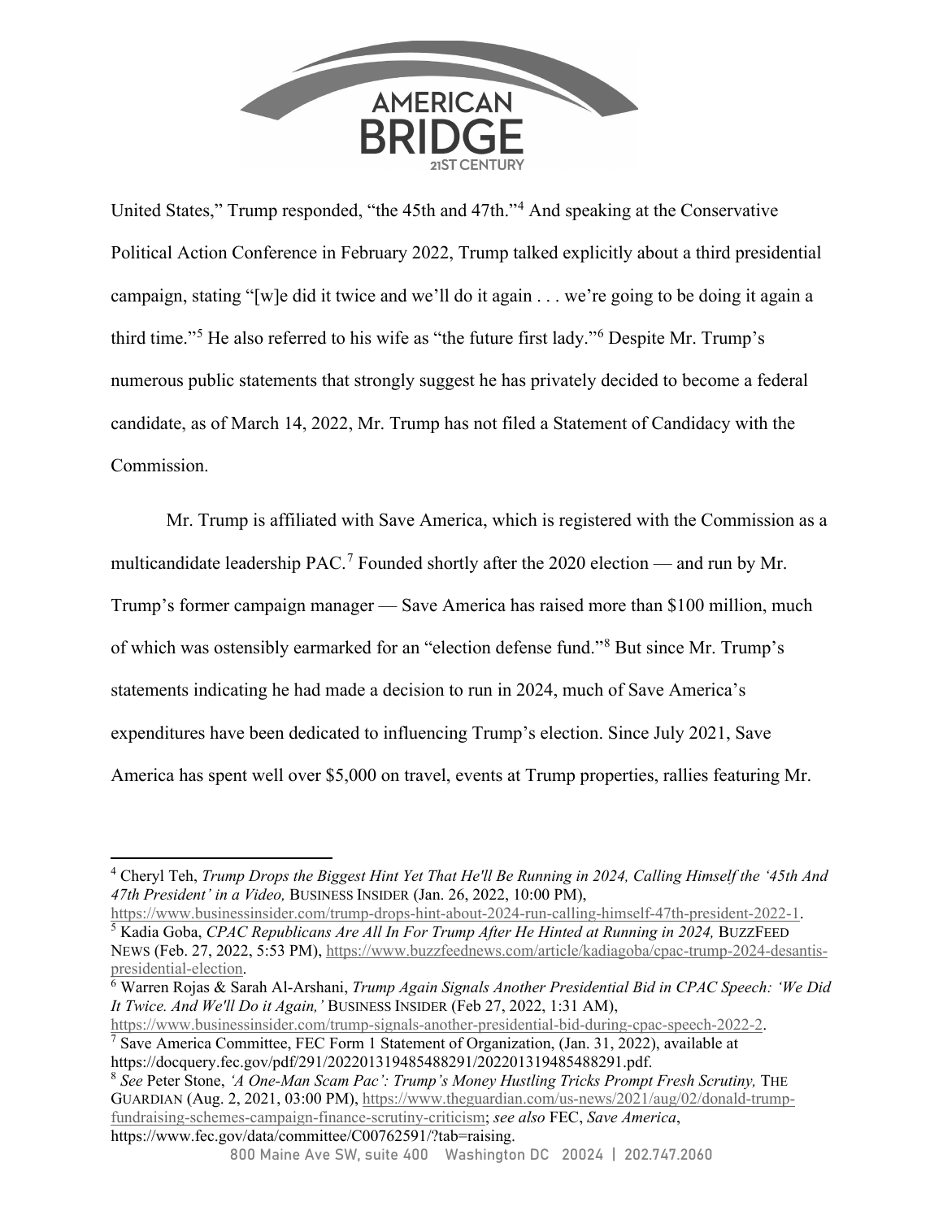United States," Trump responded, "the 45th and 47th."[4] And speaking at the Conservative Political Action Conference in February 2022, Trump talked explicitly about a third presidential campaign, stating "[w]e did it twice and we'll do it again . . . we're going to be doing it again a third time."[5] He also referred to his wife as "the future first lady."[6] Despite Mr. Trump's numerous public statements that strongly suggest he has privately decided to become a federal candidate, as of March 14, 2022, Mr. Trump has not filed a Statement of Candidacy with the Commission.

Mr. Trump is affiliated with Save America, which is registered with the Commission as a multicandidate leadership PAC.[7] Founded shortly after the 2020 election — and run by Mr. Trump's former campaign manager — Save America has raised more than $100 million, much of which was ostensibly earmarked for an "election defense fund."[8] But since Mr. Trump's statements indicating he had made a decision to run in 2024, much of Save America's expenditures have been dedicated to influencing Trump's election. Since July 2021, Save America has spent well over $5,000 on travel, events at Trump properties, rallies featuring Mr.

---

[4] Cheryl Teh, *Trump Drops the Biggest Hint Yet That He'll Be Running in 2024, Calling Himself the '45th And 47th President' in a Video,* BUSINESS INSIDER (Jan. 26, 2022, 10:00 PM), https://www.businessinsider.com/trump-drops-hint-about-2024-run-calling-himself-47th-president-2022-1.

[5] Kadia Goba, *CPAC Republicans Are All In For Trump After He Hinted at Running in 2024,* BUZZFEED NEWS (Feb. 27, 2022, 5:53 PM), https://www.buzzfeednews.com/article/kadiagoba/cpac-trump-2024-desantis-presidential-election.

[6] Warren Rojas & Sarah Al-Arshani, *Trump Again Signals Another Presidential Bid in CPAC Speech: 'We Did It Twice. And We'll Do it Again,'* BUSINESS INSIDER (Feb 27, 2022, 1:31 AM), https://www.businessinsider.com/trump-signals-another-presidential-bid-during-cpac-speech-2022-2.

[7] Save America Committee, FEC Form 1 Statement of Organization, (Jan. 31, 2022), available at https://docquery.fec.gov/pdf/291/202201319485488291/202201319485488291.pdf.

[8] *See* Peter Stone, *'A One-Man Scam Pac': Trump's Money Hustling Tricks Prompt Fresh Scrutiny,* THE GUARDIAN (Aug. 2, 2021, 03:00 PM), https://www.theguardian.com/us-news/2021/aug/02/donald-trump-fundraising-schemes-campaign-finance-scrutiny-criticism; *see also* FEC, *Save America*, https://www.fec.gov/data/committee/C00762591/?tab=raising.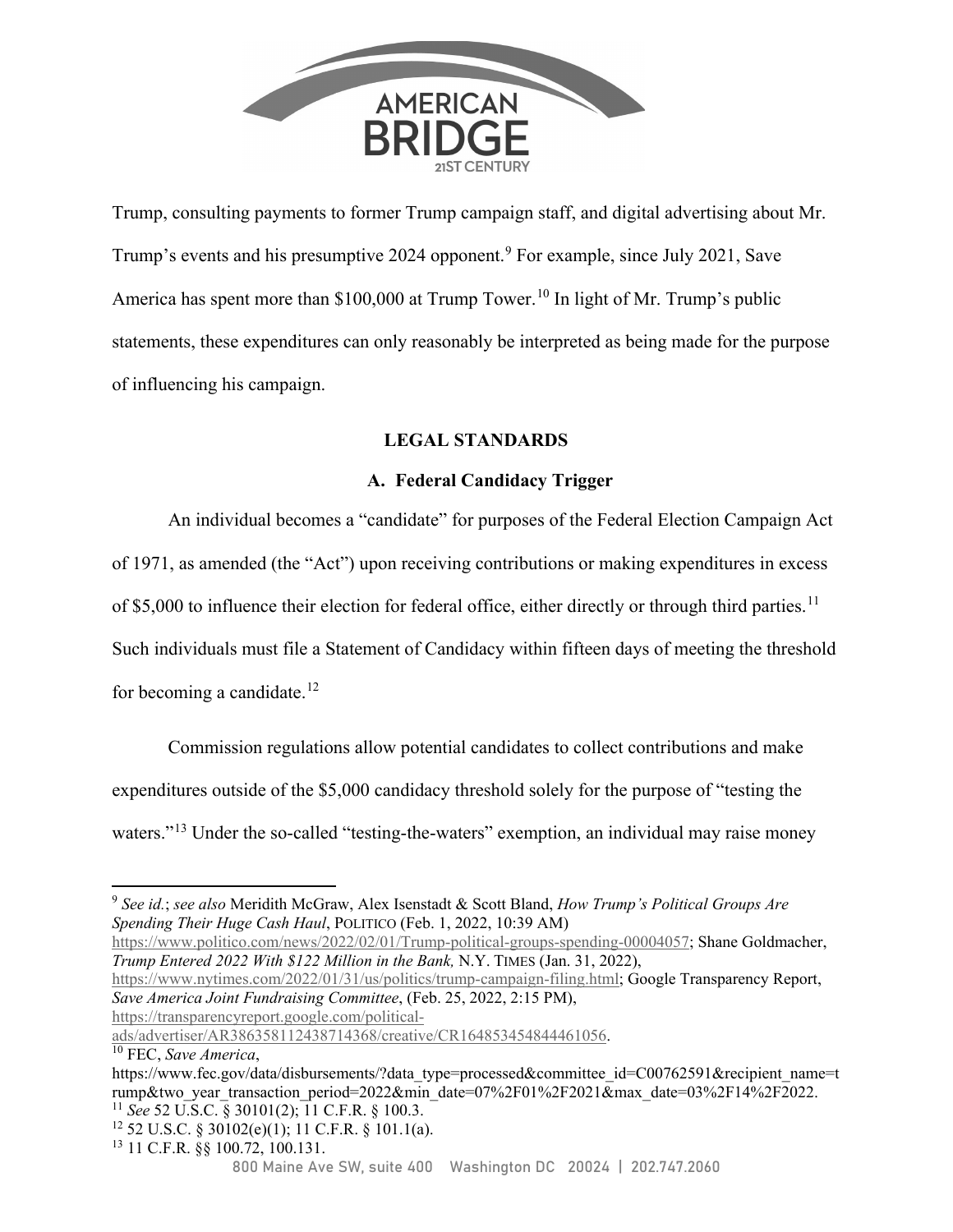Trump, consulting payments to former Trump campaign staff, and digital advertising about Mr. Trump's events and his presumptive 2024 opponent.[9] For example, since July 2021, Save America has spent more than $100,000 at Trump Tower.[10] In light of Mr. Trump's public statements, these expenditures can only reasonably be interpreted as being made for the purpose of influencing his campaign.

## LEGAL STANDARDS

### A. Federal Candidacy Trigger

An individual becomes a "candidate" for purposes of the Federal Election Campaign Act of 1971, as amended (the "Act") upon receiving contributions or making expenditures in excess of $5,000 to influence their election for federal office, either directly or through third parties.[11] Such individuals must file a Statement of Candidacy within fifteen days of meeting the threshold for becoming a candidate.[12]

Commission regulations allow potential candidates to collect contributions and make expenditures outside of the $5,000 candidacy threshold solely for the purpose of "testing the waters."[13] Under the so-called "testing-the-waters" exemption, an individual may raise money

---

[9] *See id.*; *see also* Meridith McGraw, Alex Isenstadt & Scott Bland, *How Trump's Political Groups Are Spending Their Huge Cash Haul*, POLITICO (Feb. 1, 2022, 10:39 AM) https://www.politico.com/news/2022/02/01/Trump-political-groups-spending-00004057; Shane Goldmacher, *Trump Entered 2022 With $122 Million in the Bank,* N.Y. TIMES (Jan. 31, 2022), https://www.nytimes.com/2022/01/31/us/politics/trump-campaign-filing.html; Google Transparency Report, *Save America Joint Fundraising Committee*, (Feb. 25, 2022, 2:15 PM), https://transparencyreport.google.com/political-ads/advertiser/AR386358112438714368/creative/CR164853454844461056.

[10] FEC, *Save America*, https://www.fec.gov/data/disbursements/?data_type=processed&committee_id=C00762591&recipient_name=trump&two_year_transaction_period=2022&min_date=07%2F01%2F2021&max_date=03%2F14%2F2022.

[11] *See* 52 U.S.C. § 30101(2); 11 C.F.R. § 100.3.

[12] 52 U.S.C. § 30102(e)(1); 11 C.F.R. § 101.1(a).

[13] 11 C.F.R. §§ 100.72, 100.131.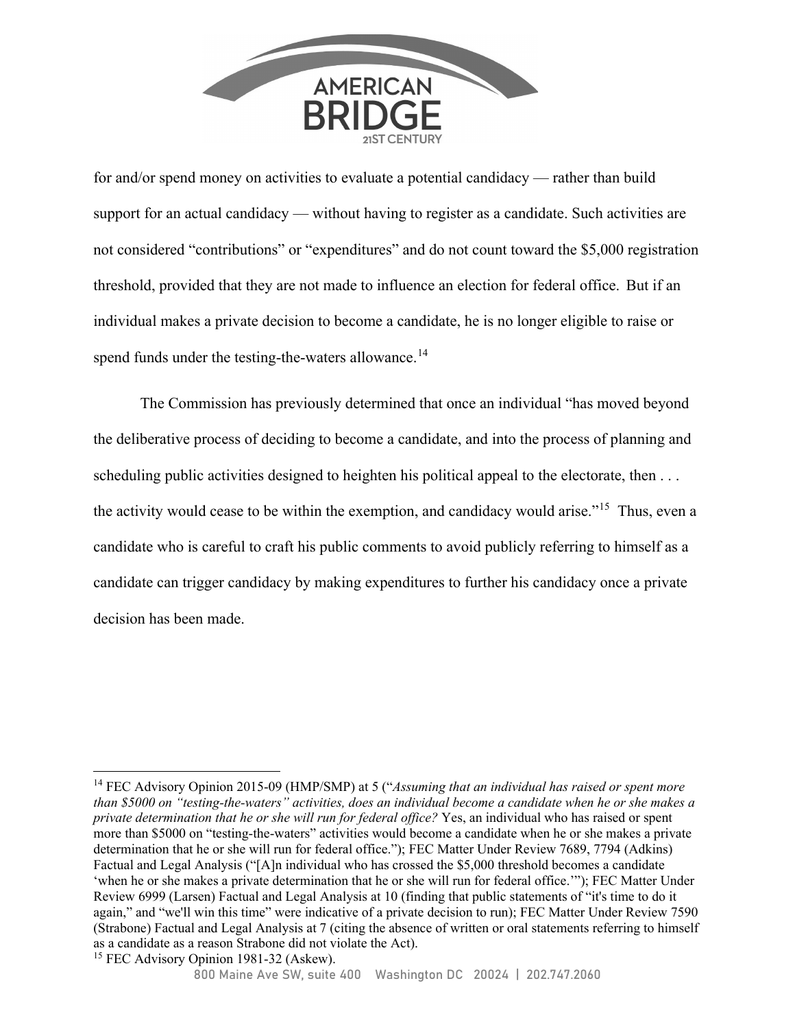for and/or spend money on activities to evaluate a potential candidacy — rather than build support for an actual candidacy — without having to register as a candidate. Such activities are not considered "contributions" or "expenditures" and do not count toward the $5,000 registration threshold, provided that they are not made to influence an election for federal office. But if an individual makes a private decision to become a candidate, he is no longer eligible to raise or spend funds under the testing-the-waters allowance.[14]

The Commission has previously determined that once an individual "has moved beyond the deliberative process of deciding to become a candidate, and into the process of planning and scheduling public activities designed to heighten his political appeal to the electorate, then . . . the activity would cease to be within the exemption, and candidacy would arise."[15] Thus, even a candidate who is careful to craft his public comments to avoid publicly referring to himself as a candidate can trigger candidacy by making expenditures to further his candidacy once a private decision has been made.

---

[14] FEC Advisory Opinion 2015-09 (HMP/SMP) at 5 ("*Assuming that an individual has raised or spent more than $5000 on "testing-the-waters" activities, does an individual become a candidate when he or she makes a private determination that he or she will run for federal office?* Yes, an individual who has raised or spent more than $5000 on "testing-the-waters" activities would become a candidate when he or she makes a private determination that he or she will run for federal office."); FEC Matter Under Review 7689, 7794 (Adkins) Factual and Legal Analysis ("[A]n individual who has crossed the $5,000 threshold becomes a candidate 'when he or she makes a private determination that he or she will run for federal office.'"); FEC Matter Under Review 6999 (Larsen) Factual and Legal Analysis at 10 (finding that public statements of "it's time to do it again," and "we'll win this time" were indicative of a private decision to run); FEC Matter Under Review 7590 (Strabone) Factual and Legal Analysis at 7 (citing the absence of written or oral statements referring to himself as a candidate as a reason Strabone did not violate the Act).

[15] FEC Advisory Opinion 1981-32 (Askew).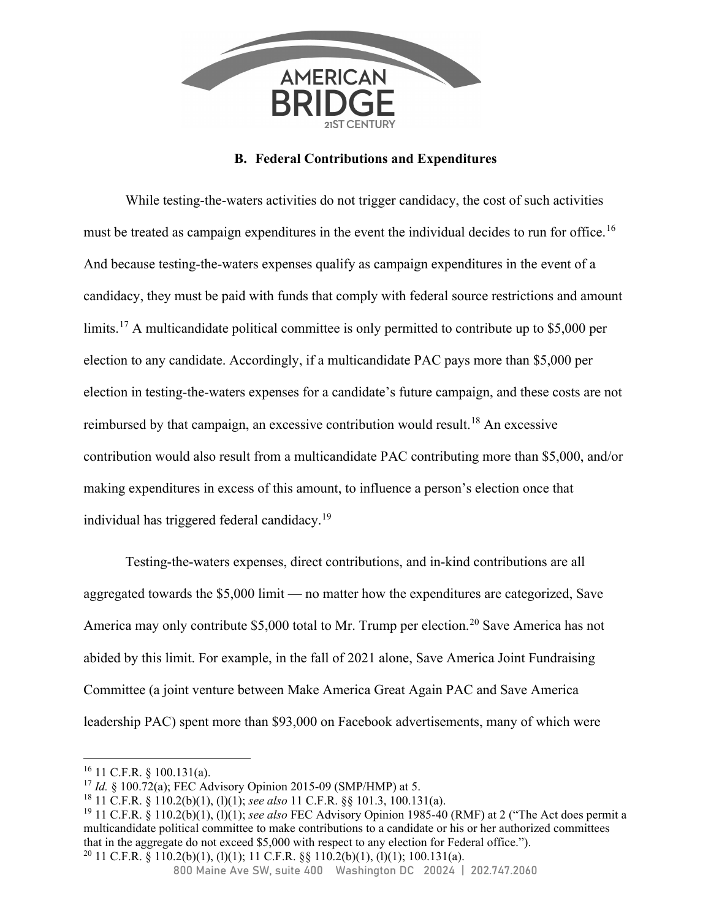### B. Federal Contributions and Expenditures

While testing-the-waters activities do not trigger candidacy, the cost of such activities must be treated as campaign expenditures in the event the individual decides to run for office.[16] And because testing-the-waters expenses qualify as campaign expenditures in the event of a candidacy, they must be paid with funds that comply with federal source restrictions and amount limits.[17] A multicandidate political committee is only permitted to contribute up to $5,000 per election to any candidate. Accordingly, if a multicandidate PAC pays more than $5,000 per election in testing-the-waters expenses for a candidate's future campaign, and these costs are not reimbursed by that campaign, an excessive contribution would result.[18] An excessive contribution would also result from a multicandidate PAC contributing more than $5,000, and/or making expenditures in excess of this amount, to influence a person's election once that individual has triggered federal candidacy.[19]

Testing-the-waters expenses, direct contributions, and in-kind contributions are all aggregated towards the $5,000 limit — no matter how the expenditures are categorized, Save America may only contribute $5,000 total to Mr. Trump per election.[20] Save America has not abided by this limit. For example, in the fall of 2021 alone, Save America Joint Fundraising Committee (a joint venture between Make America Great Again PAC and Save America leadership PAC) spent more than $93,000 on Facebook advertisements, many of which were

---

[16] 11 C.F.R. § 100.131(a).

[17] *Id.* § 100.72(a); FEC Advisory Opinion 2015-09 (SMP/HMP) at 5.

[18] 11 C.F.R. § 110.2(b)(1), (l)(1); *see also* 11 C.F.R. §§ 101.3, 100.131(a).

[19] 11 C.F.R. § 110.2(b)(1), (l)(1); *see also* FEC Advisory Opinion 1985-40 (RMF) at 2 ("The Act does permit a multicandidate political committee to make contributions to a candidate or his or her authorized committees that in the aggregate do not exceed $5,000 with respect to any election for Federal office.").

[20] 11 C.F.R. § 110.2(b)(1), (l)(1); 11 C.F.R. §§ 110.2(b)(1), (l)(1); 100.131(a).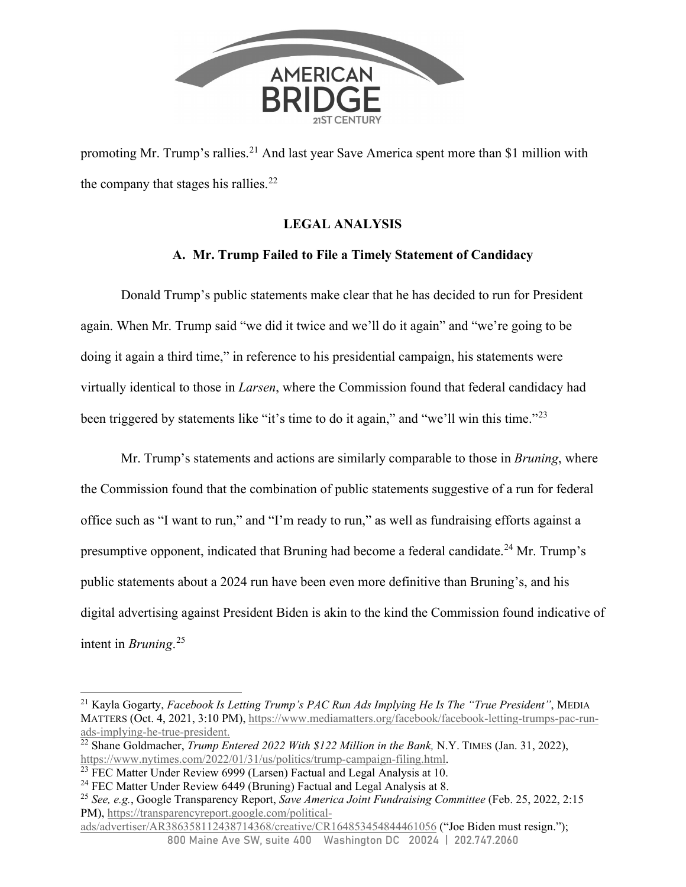promoting Mr. Trump's rallies.[21] And last year Save America spent more than $1 million with the company that stages his rallies.[22]

## LEGAL ANALYSIS

### A. Mr. Trump Failed to File a Timely Statement of Candidacy

Donald Trump's public statements make clear that he has decided to run for President again. When Mr. Trump said "we did it twice and we'll do it again" and "we're going to be doing it again a third time," in reference to his presidential campaign, his statements were virtually identical to those in *Larsen*, where the Commission found that federal candidacy had been triggered by statements like "it's time to do it again," and "we'll win this time."[23]

Mr. Trump's statements and actions are similarly comparable to those in *Bruning*, where the Commission found that the combination of public statements suggestive of a run for federal office such as "I want to run," and "I'm ready to run," as well as fundraising efforts against a presumptive opponent, indicated that Bruning had become a federal candidate.[24] Mr. Trump's public statements about a 2024 run have been even more definitive than Bruning's, and his digital advertising against President Biden is akin to the kind the Commission found indicative of intent in *Bruning*.[25]

---

[21] Kayla Gogarty, *Facebook Is Letting Trump's PAC Run Ads Implying He Is The "True President"*, MEDIA MATTERS (Oct. 4, 2021, 3:10 PM), https://www.mediamatters.org/facebook/facebook-letting-trumps-pac-run-ads-implying-he-true-president.

[22] Shane Goldmacher, *Trump Entered 2022 With $122 Million in the Bank,* N.Y. TIMES (Jan. 31, 2022), https://www.nytimes.com/2022/01/31/us/politics/trump-campaign-filing.html.

[23] FEC Matter Under Review 6999 (Larsen) Factual and Legal Analysis at 10.

[24] FEC Matter Under Review 6449 (Bruning) Factual and Legal Analysis at 8.

[25] *See, e.g.*, Google Transparency Report, *Save America Joint Fundraising Committee* (Feb. 25, 2022, 2:15 PM), https://transparencyreport.google.com/political-ads/advertiser/AR386358112438714368/creative/CR164853454844461056 ("Joe Biden must resign.");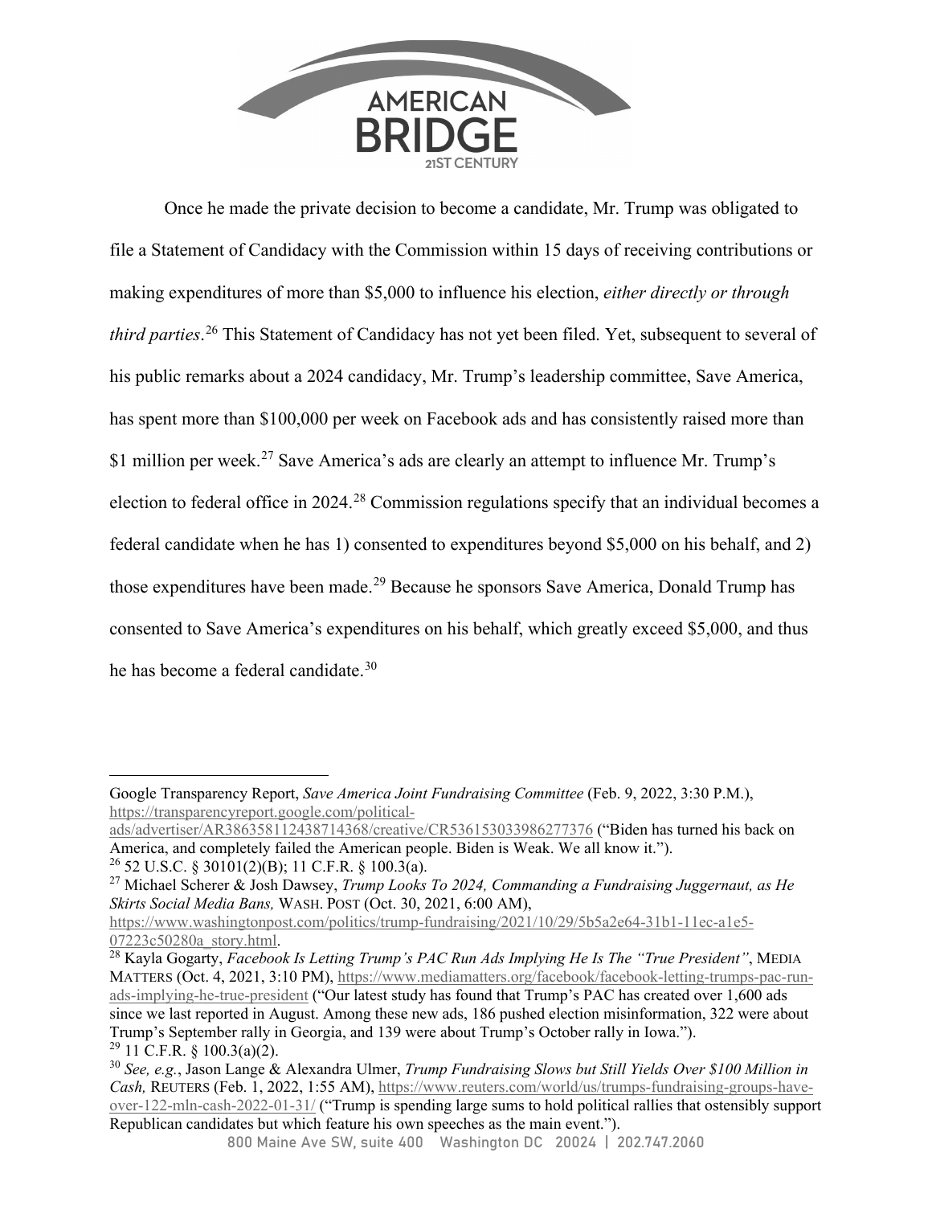Once he made the private decision to become a candidate, Mr. Trump was obligated to file a Statement of Candidacy with the Commission within 15 days of receiving contributions or making expenditures of more than $5,000 to influence his election, *either directly or through third parties*.[26] This Statement of Candidacy has not yet been filed. Yet, subsequent to several of his public remarks about a 2024 candidacy, Mr. Trump's leadership committee, Save America, has spent more than $100,000 per week on Facebook ads and has consistently raised more than $1 million per week.[27] Save America's ads are clearly an attempt to influence Mr. Trump's election to federal office in 2024.[28] Commission regulations specify that an individual becomes a federal candidate when he has 1) consented to expenditures beyond $5,000 on his behalf, and 2) those expenditures have been made.[29] Because he sponsors Save America, Donald Trump has consented to Save America's expenditures on his behalf, which greatly exceed $5,000, and thus he has become a federal candidate.[30]

---

Google Transparency Report, *Save America Joint Fundraising Committee* (Feb. 9, 2022, 3:30 P.M.), https://transparencyreport.google.com/political-ads/advertiser/AR386358112438714368/creative/CR536153033986277376 ("Biden has turned his back on America, and completely failed the American people. Biden is Weak. We all know it.").

[26] 52 U.S.C. § 30101(2)(B); 11 C.F.R. § 100.3(a).

[27] Michael Scherer & Josh Dawsey, *Trump Looks To 2024, Commanding a Fundraising Juggernaut, as He Skirts Social Media Bans,* WASH. POST (Oct. 30, 2021, 6:00 AM), https://www.washingtonpost.com/politics/trump-fundraising/2021/10/29/5b5a2e64-31b1-11ec-a1e5-07223c50280a_story.html.

[28] Kayla Gogarty, *Facebook Is Letting Trump's PAC Run Ads Implying He Is The "True President"*, MEDIA MATTERS (Oct. 4, 2021, 3:10 PM), https://www.mediamatters.org/facebook/facebook-letting-trumps-pac-run-ads-implying-he-true-president ("Our latest study has found that Trump's PAC has created over 1,600 ads since we last reported in August. Among these new ads, 186 pushed election misinformation, 322 were about Trump's September rally in Georgia, and 139 were about Trump's October rally in Iowa.").

[29] 11 C.F.R. § 100.3(a)(2).

[30] *See, e.g.*, Jason Lange & Alexandra Ulmer, *Trump Fundraising Slows but Still Yields Over $100 Million in Cash,* REUTERS (Feb. 1, 2022, 1:55 AM), https://www.reuters.com/world/us/trumps-fundraising-groups-have-over-122-mln-cash-2022-01-31/ ("Trump is spending large sums to hold political rallies that ostensibly support Republican candidates but which feature his own speeches as the main event.").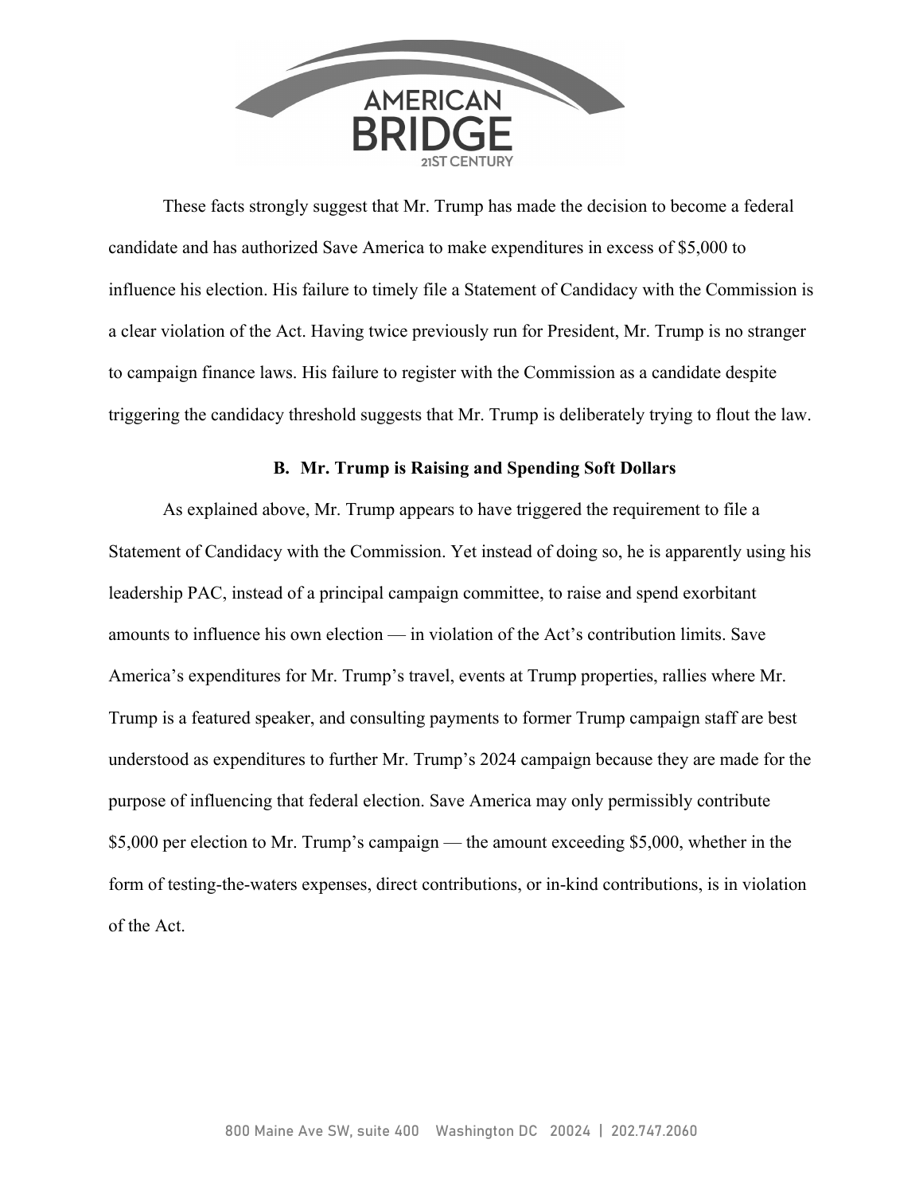These facts strongly suggest that Mr. Trump has made the decision to become a federal candidate and has authorized Save America to make expenditures in excess of $5,000 to influence his election. His failure to timely file a Statement of Candidacy with the Commission is a clear violation of the Act. Having twice previously run for President, Mr. Trump is no stranger to campaign finance laws. His failure to register with the Commission as a candidate despite triggering the candidacy threshold suggests that Mr. Trump is deliberately trying to flout the law.

### B. Mr. Trump is Raising and Spending Soft Dollars

As explained above, Mr. Trump appears to have triggered the requirement to file a Statement of Candidacy with the Commission. Yet instead of doing so, he is apparently using his leadership PAC, instead of a principal campaign committee, to raise and spend exorbitant amounts to influence his own election — in violation of the Act's contribution limits. Save America's expenditures for Mr. Trump's travel, events at Trump properties, rallies where Mr. Trump is a featured speaker, and consulting payments to former Trump campaign staff are best understood as expenditures to further Mr. Trump's 2024 campaign because they are made for the purpose of influencing that federal election. Save America may only permissibly contribute $5,000 per election to Mr. Trump's campaign — the amount exceeding $5,000, whether in the form of testing-the-waters expenses, direct contributions, or in-kind contributions, is in violation of the Act.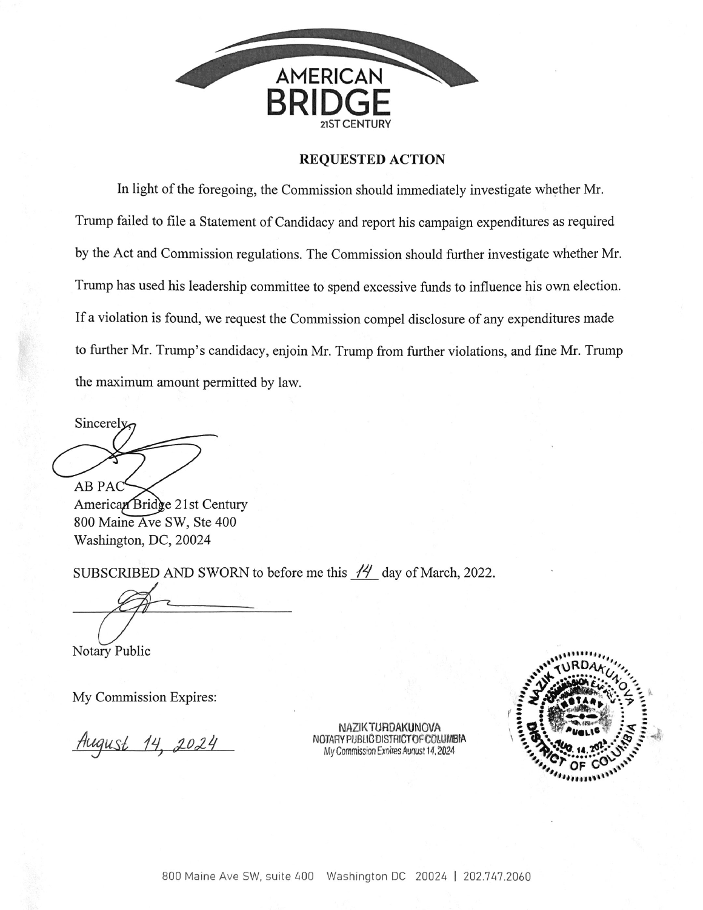AMERICAN BRIDGE 21ST CENTURY

## REQUESTED ACTION

In light of the foregoing, the Commission should immediately investigate whether Mr. Trump failed to file a Statement of Candidacy and report his campaign expenditures as required by the Act and Commission regulations. The Commission should further investigate whether Mr. Trump has used his leadership committee to spend excessive funds to influence his own election. If a violation is found, we request the Commission compel disclosure of any expenditures made to further Mr. Trump's candidacy, enjoin Mr. Trump from further violations, and fine Mr. Trump the maximum amount permitted by law.

Sincerely,

AB PAC
American Bridge 21st Century
800 Maine Ave SW, Ste 400
Washington, DC, 20024

SUBSCRIBED AND SWORN to before me this 14 day of March, 2022.

Notary Public

My Commission Expires:

August 14, 2024

NAZIK TURDAKUNOVA
NOTARY PUBLIC DISTRICT OF COLUMBIA
My Commission Expires August 14, 2024

800 Maine Ave SW, suite 400 Washington DC 20024 | 202.747.2060